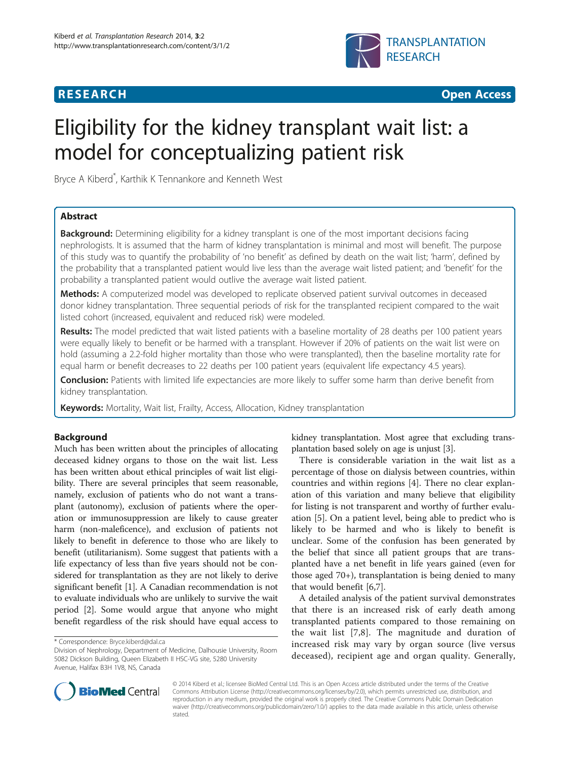**RESEARCH** **Open Access**

# Eligibility for the kidney transplant wait list: a model for conceptualizing patient risk

Bryce A Kiberd*, Karthik K Tennankore and Kenneth West

## Abstract

**Background:** Determining eligibility for a kidney transplant is one of the most important decisions facing nephrologists. It is assumed that the harm of kidney transplantation is minimal and most will benefit. The purpose of this study was to quantify the probability of 'no benefit' as defined by death on the wait list; 'harm', defined by the probability that a transplanted patient would live less than the average wait listed patient; and 'benefit' for the probability a transplanted patient would outlive the average wait listed patient.

**Methods:** A computerized model was developed to replicate observed patient survival outcomes in deceased donor kidney transplantation. Three sequential periods of risk for the transplanted recipient compared to the wait listed cohort (increased, equivalent and reduced risk) were modeled.

**Results:** The model predicted that wait listed patients with a baseline mortality of 28 deaths per 100 patient years were equally likely to benefit or be harmed with a transplant. However if 20% of patients on the wait list were on hold (assuming a 2.2-fold higher mortality than those who were transplanted), then the baseline mortality rate for equal harm or benefit decreases to 22 deaths per 100 patient years (equivalent life expectancy 4.5 years).

**Conclusion:** Patients with limited life expectancies are more likely to suffer some harm than derive benefit from kidney transplantation.

**Keywords:** Mortality, Wait list, Frailty, Access, Allocation, Kidney transplantation

## Background

Much has been written about the principles of allocating deceased kidney organs to those on the wait list. Less has been written about ethical principles of wait list eligibility. There are several principles that seem reasonable, namely, exclusion of patients who do not want a transplant (autonomy), exclusion of patients where the operation or immunosuppression are likely to cause greater harm (non-maleficence), and exclusion of patients not likely to benefit in deference to those who are likely to benefit (utilitarianism). Some suggest that patients with a life expectancy of less than five years should not be considered for transplantation as they are not likely to derive significant benefit [1]. A Canadian recommendation is not to evaluate individuals who are unlikely to survive the wait period [2]. Some would argue that anyone who might benefit regardless of the risk should have equal access to kidney transplantation. Most agree that excluding transplantation based solely on age is unjust [3].

There is considerable variation in the wait list as a percentage of those on dialysis between countries, within countries and within regions [4]. There no clear explanation of this variation and many believe that eligibility for listing is not transparent and worthy of further evaluation [5]. On a patient level, being able to predict who is likely to be harmed and who is likely to benefit is unclear. Some of the confusion has been generated by the belief that since all patient groups that are transplanted have a net benefit in life years gained (even for those aged 70+), transplantation is being denied to many that would benefit [6,7].

A detailed analysis of the patient survival demonstrates that there is an increased risk of early death among transplanted patients compared to those remaining on the wait list [7,8]. The magnitude and duration of increased risk may vary by organ source (live versus deceased), recipient age and organ quality. Generally,

* Correspondence: Bryce.kiberd@dal.ca

Division of Nephrology, Department of Medicine, Dalhousie University, Room 5082 Dickson Building, Queen Elizabeth II HSC-VG site, 5280 University Avenue, Halifax B3H 1V8, NS, Canada

© 2014 Kiberd et al.; licensee BioMed Central Ltd. This is an Open Access article distributed under the terms of the Creative Commons Attribution License (http://creativecommons.org/licenses/by/2.0), which permits unrestricted use, distribution, and reproduction in any medium, provided the original work is properly cited. The Creative Commons Public Domain Dedication waiver (http://creativecommons.org/publicdomain/zero/1.0/) applies to the data made available in this article, unless otherwise stated.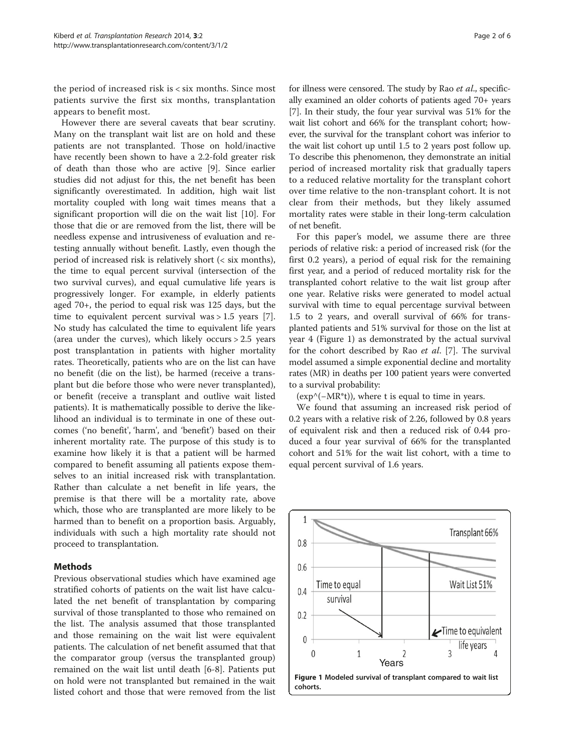the period of increased risk is < six months. Since most patients survive the first six months, transplantation appears to benefit most.

However there are several caveats that bear scrutiny. Many on the transplant wait list are on hold and these patients are not transplanted. Those on hold/inactive have recently been shown to have a 2.2-fold greater risk of death than those who are active [9]. Since earlier studies did not adjust for this, the net benefit has been significantly overestimated. In addition, high wait list mortality coupled with long wait times means that a significant proportion will die on the wait list [10]. For those that die or are removed from the list, there will be needless expense and intrusiveness of evaluation and retesting annually without benefit. Lastly, even though the period of increased risk is relatively short (< six months), the time to equal percent survival (intersection of the two survival curves), and equal cumulative life years is progressively longer. For example, in elderly patients aged 70+, the period to equal risk was 125 days, but the time to equivalent percent survival was > 1.5 years [7]. No study has calculated the time to equivalent life years (area under the curves), which likely occurs > 2.5 years post transplantation in patients with higher mortality rates. Theoretically, patients who are on the list can have no benefit (die on the list), be harmed (receive a transplant but die before those who were never transplanted), or benefit (receive a transplant and outlive wait listed patients). It is mathematically possible to derive the likelihood an individual is to terminate in one of these outcomes ('no benefit', 'harm', and 'benefit') based on their inherent mortality rate. The purpose of this study is to examine how likely it is that a patient will be harmed compared to benefit assuming all patients expose themselves to an initial increased risk with transplantation. Rather than calculate a net benefit in life years, the premise is that there will be a mortality rate, above which, those who are transplanted are more likely to be harmed than to benefit on a proportion basis. Arguably, individuals with such a high mortality rate should not proceed to transplantation.

## Methods

Previous observational studies which have examined age stratified cohorts of patients on the wait list have calculated the net benefit of transplantation by comparing survival of those transplanted to those who remained on the list. The analysis assumed that those transplanted and those remaining on the wait list were equivalent patients. The calculation of net benefit assumed that that the comparator group (versus the transplanted group) remained on the wait list until death [6-8]. Patients put on hold were not transplanted but remained in the wait listed cohort and those that were removed from the list for illness were censored. The study by Rao *et al.*, specifically examined an older cohorts of patients aged 70+ years [7]. In their study, the four year survival was 51% for the wait list cohort and 66% for the transplant cohort; however, the survival for the transplant cohort was inferior to the wait list cohort up until 1.5 to 2 years post follow up. To describe this phenomenon, they demonstrate an initial period of increased mortality risk that gradually tapers to a reduced relative mortality for the transplant cohort over time relative to the non-transplant cohort. It is not clear from their methods, but they likely assumed mortality rates were stable in their long-term calculation of net benefit.

For this paper's model, we assume there are three periods of relative risk: a period of increased risk (for the first 0.2 years), a period of equal risk for the remaining first year, and a period of reduced mortality risk for the transplanted cohort relative to the wait list group after one year. Relative risks were generated to model actual survival with time to equal percentage survival between 1.5 to 2 years, and overall survival of 66% for transplanted patients and 51% survival for those on the list at year 4 (Figure 1) as demonstrated by the actual survival for the cohort described by Rao *et al*. [7]. The survival model assumed a simple exponential decline and mortality rates (MR) in deaths per 100 patient years were converted to a survival probability:

$(\exp\string^(-MR*t))$, where t is equal to time in years.

We found that assuming an increased risk period of 0.2 years with a relative risk of 2.26, followed by 0.8 years of equivalent risk and then a reduced risk of 0.44 produced a four year survival of 66% for the transplanted cohort and 51% for the wait list cohort, with a time to equal percent survival of 1.6 years.

**Figure 1 Modeled survival of transplant compared to wait list cohorts.**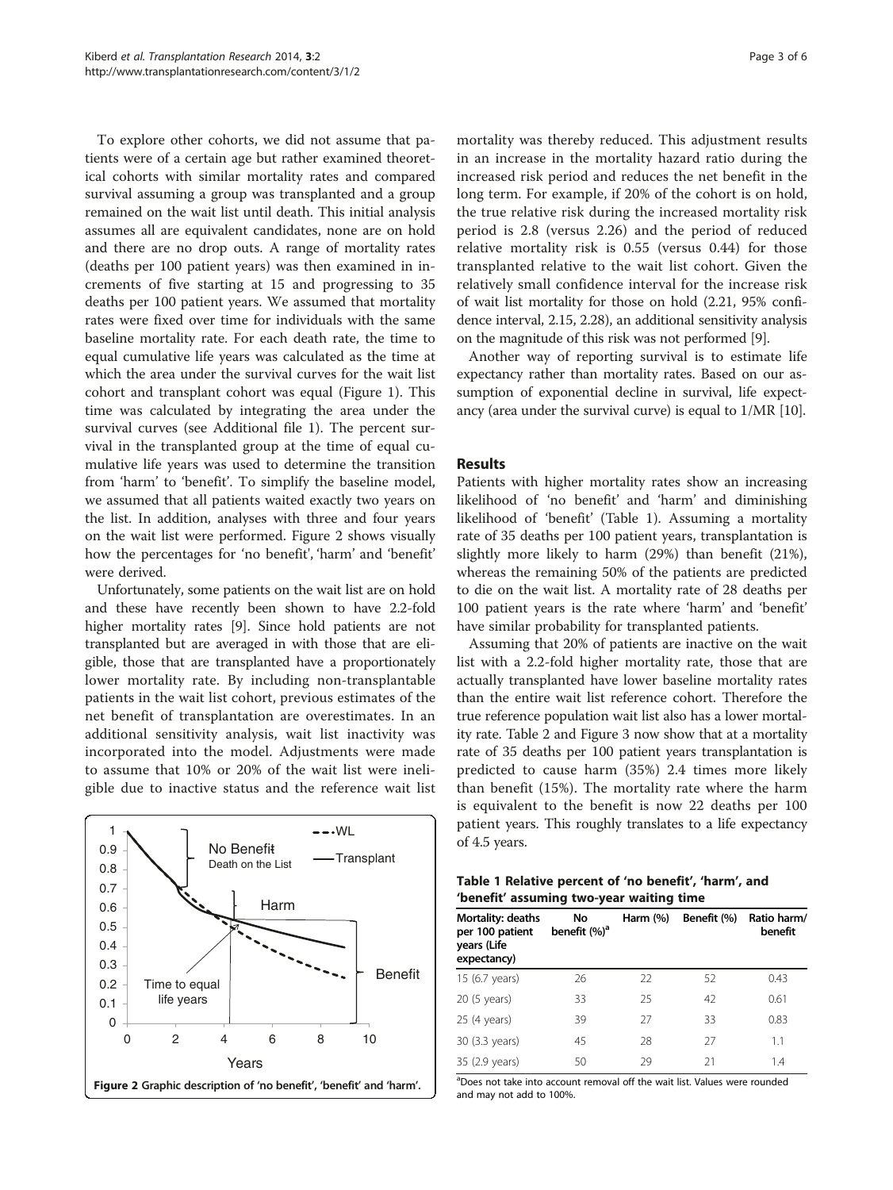To explore other cohorts, we did not assume that patients were of a certain age but rather examined theoretical cohorts with similar mortality rates and compared survival assuming a group was transplanted and a group remained on the wait list until death. This initial analysis assumes all are equivalent candidates, none are on hold and there are no drop outs. A range of mortality rates (deaths per 100 patient years) was then examined in increments of five starting at 15 and progressing to 35 deaths per 100 patient years. We assumed that mortality rates were fixed over time for individuals with the same baseline mortality rate. For each death rate, the time to equal cumulative life years was calculated as the time at which the area under the survival curves for the wait list cohort and transplant cohort was equal (Figure 1). This time was calculated by integrating the area under the survival curves (see Additional file 1). The percent survival in the transplanted group at the time of equal cumulative life years was used to determine the transition from 'harm' to 'benefit'. To simplify the baseline model, we assumed that all patients waited exactly two years on the list. In addition, analyses with three and four years on the wait list were performed. Figure 2 shows visually how the percentages for 'no benefit', 'harm' and 'benefit' were derived.

Unfortunately, some patients on the wait list are on hold and these have recently been shown to have 2.2-fold higher mortality rates [9]. Since hold patients are not transplanted but are averaged in with those that are eligible, those that are transplanted have a proportionately lower mortality rate. By including non-transplantable patients in the wait list cohort, previous estimates of the net benefit of transplantation are overestimates. In an additional sensitivity analysis, wait list inactivity was incorporated into the model. Adjustments were made to assume that 10% or 20% of the wait list were ineligible due to inactive status and the reference wait list mortality was thereby reduced. This adjustment results in an increase in the mortality hazard ratio during the increased risk period and reduces the net benefit in the long term. For example, if 20% of the cohort is on hold, the true relative risk during the increased mortality risk period is 2.8 (versus 2.26) and the period of reduced relative mortality risk is 0.55 (versus 0.44) for those transplanted relative to the wait list cohort. Given the relatively small confidence interval for the increase risk of wait list mortality for those on hold (2.21, 95% confidence interval, 2.15, 2.28), an additional sensitivity analysis on the magnitude of this risk was not performed [9].

Figure 2 Graphic description of 'no benefit', 'benefit' and 'harm'.

Another way of reporting survival is to estimate life expectancy rather than mortality rates. Based on our assumption of exponential decline in survival, life expectancy (area under the survival curve) is equal to 1/MR [10].

## Results

Patients with higher mortality rates show an increasing likelihood of 'no benefit' and 'harm' and diminishing likelihood of 'benefit' (Table 1). Assuming a mortality rate of 35 deaths per 100 patient years, transplantation is slightly more likely to harm (29%) than benefit (21%), whereas the remaining 50% of the patients are predicted to die on the wait list. A mortality rate of 28 deaths per 100 patient years is the rate where 'harm' and 'benefit' have similar probability for transplanted patients.

Assuming that 20% of patients are inactive on the wait list with a 2.2-fold higher mortality rate, those that are actually transplanted have lower baseline mortality rates than the entire wait list reference cohort. Therefore the true reference population wait list also has a lower mortality rate. Table 2 and Figure 3 now show that at a mortality rate of 35 deaths per 100 patient years transplantation is predicted to cause harm (35%) 2.4 times more likely than benefit (15%). The mortality rate where the harm is equivalent to the benefit is now 22 deaths per 100 patient years. This roughly translates to a life expectancy of 4.5 years.

**Table 1 Relative percent of 'no benefit', 'harm', and 'benefit' assuming two-year waiting time**

| Mortality: deaths per 100 patient years (Life expectancy) | No benefit (%)[a] | Harm (%) | Benefit (%) | Ratio harm/benefit |
|---|---|---|---|---|
| 15 (6.7 years) | 26 | 22 | 52 | 0.43 |
| 20 (5 years) | 33 | 25 | 42 | 0.61 |
| 25 (4 years) | 39 | 27 | 33 | 0.83 |
| 30 (3.3 years) | 45 | 28 | 27 | 1.1 |
| 35 (2.9 years) | 50 | 29 | 21 | 1.4 |

[a]Does not take into account removal off the wait list. Values were rounded and may not add to 100%.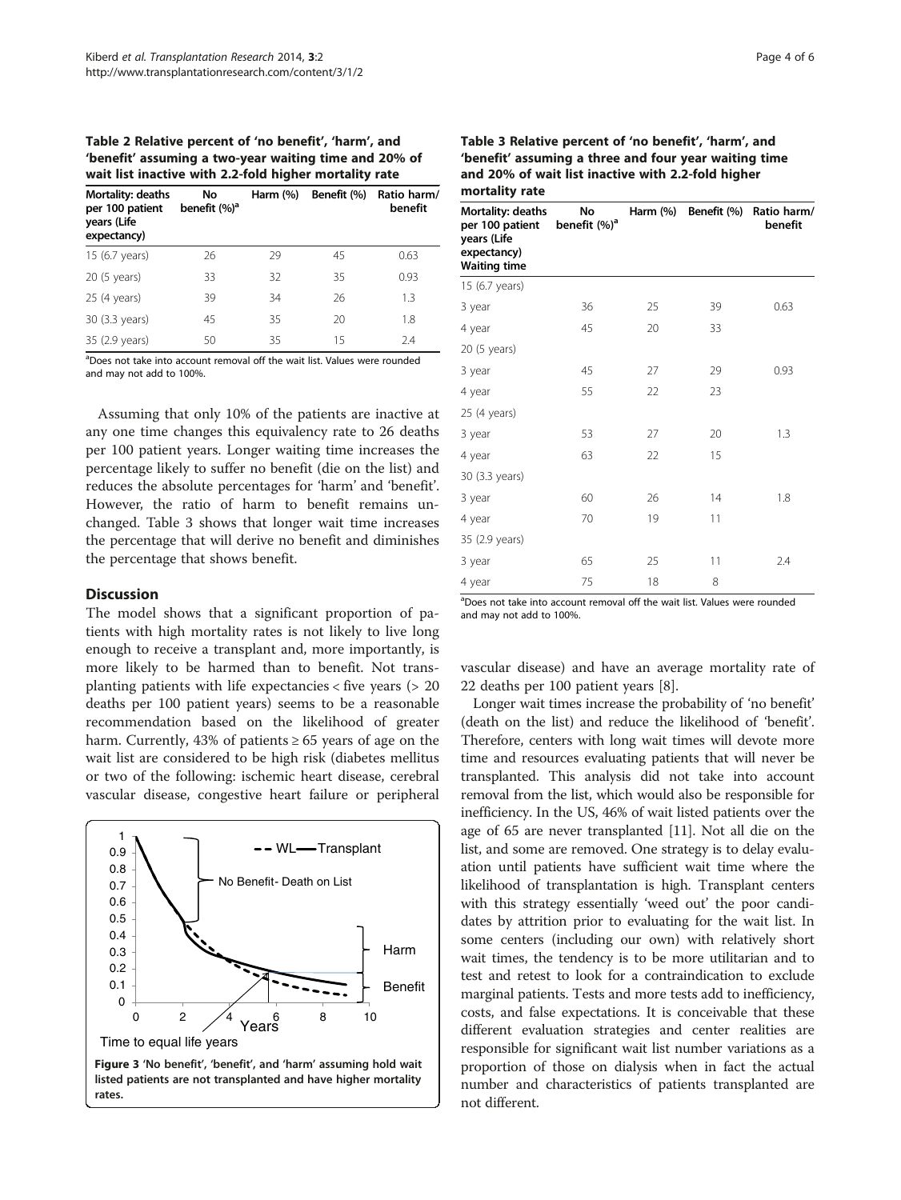**Table 2 Relative percent of 'no benefit', 'harm', and 'benefit' assuming a two-year waiting time and 20% of wait list inactive with 2.2-fold higher mortality rate**

| Mortality: deaths per 100 patient years (Life expectancy) | No benefit (%)[a] | Harm (%) | Benefit (%) | Ratio harm/benefit |
|---|---|---|---|---|
| 15 (6.7 years) | 26 | 29 | 45 | 0.63 |
| 20 (5 years) | 33 | 32 | 35 | 0.93 |
| 25 (4 years) | 39 | 34 | 26 | 1.3 |
| 30 (3.3 years) | 45 | 35 | 20 | 1.8 |
| 35 (2.9 years) | 50 | 35 | 15 | 2.4 |

[a]Does not take into account removal off the wait list. Values were rounded and may not add to 100%.

Assuming that only 10% of the patients are inactive at any one time changes this equivalency rate to 26 deaths per 100 patient years. Longer waiting time increases the percentage likely to suffer no benefit (die on the list) and reduces the absolute percentages for 'harm' and 'benefit'. However, the ratio of harm to benefit remains unchanged. Table 3 shows that longer wait time increases the percentage that will derive no benefit and diminishes the percentage that shows benefit.

## Discussion

The model shows that a significant proportion of patients with high mortality rates is not likely to live long enough to receive a transplant and, more importantly, is more likely to be harmed than to benefit. Not transplanting patients with life expectancies < five years (> 20 deaths per 100 patient years) seems to be a reasonable recommendation based on the likelihood of greater harm. Currently, 43% of patients ≥ 65 years of age on the wait list are considered to be high risk (diabetes mellitus or two of the following: ischemic heart disease, cerebral vascular disease, congestive heart failure or peripheral vascular disease) and have an average mortality rate of 22 deaths per 100 patient years [8].

**Figure 3 'No benefit', 'benefit', and 'harm' assuming hold wait listed patients are not transplanted and have higher mortality rates.**

**Table 3 Relative percent of 'no benefit', 'harm', and 'benefit' assuming a three and four year waiting time and 20% of wait list inactive with 2.2-fold higher mortality rate**

| Mortality: deaths per 100 patient years (Life expectancy) Waiting time | No benefit (%)[a] | Harm (%) | Benefit (%) | Ratio harm/benefit |
|---|---|---|---|---|
| 15 (6.7 years) | | | | |
| 3 year | 36 | 25 | 39 | 0.63 |
| 4 year | 45 | 20 | 33 | |
| 20 (5 years) | | | | |
| 3 year | 45 | 27 | 29 | 0.93 |
| 4 year | 55 | 22 | 23 | |
| 25 (4 years) | | | | |
| 3 year | 53 | 27 | 20 | 1.3 |
| 4 year | 63 | 22 | 15 | |
| 30 (3.3 years) | | | | |
| 3 year | 60 | 26 | 14 | 1.8 |
| 4 year | 70 | 19 | 11 | |
| 35 (2.9 years) | | | | |
| 3 year | 65 | 25 | 11 | 2.4 |
| 4 year | 75 | 18 | 8 | |

[a]Does not take into account removal off the wait list. Values were rounded and may not add to 100%.

Longer wait times increase the probability of 'no benefit' (death on the list) and reduce the likelihood of 'benefit'. Therefore, centers with long wait times will devote more time and resources evaluating patients that will never be transplanted. This analysis did not take into account removal from the list, which would also be responsible for inefficiency. In the US, 46% of wait listed patients over the age of 65 are never transplanted [11]. Not all die on the list, and some are removed. One strategy is to delay evaluation until patients have sufficient wait time where the likelihood of transplantation is high. Transplant centers with this strategy essentially 'weed out' the poor candidates by attrition prior to evaluating for the wait list. In some centers (including our own) with relatively short wait times, the tendency is to be more utilitarian and to test and retest to look for a contraindication to exclude marginal patients. Tests and more tests add to inefficiency, costs, and false expectations. It is conceivable that these different evaluation strategies and center realities are responsible for significant wait list number variations as a proportion of those on dialysis when in fact the actual number and characteristics of patients transplanted are not different.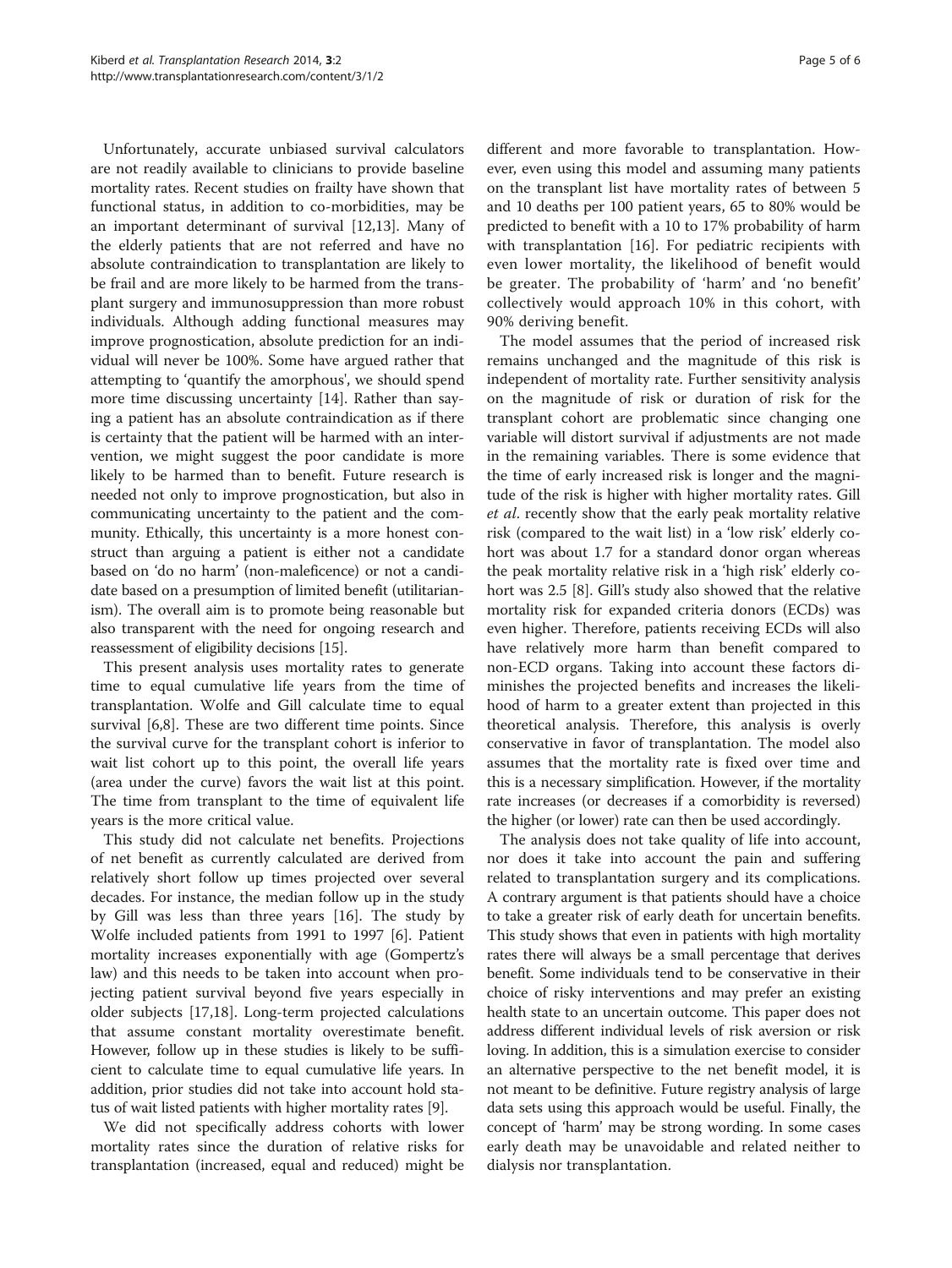Unfortunately, accurate unbiased survival calculators are not readily available to clinicians to provide baseline mortality rates. Recent studies on frailty have shown that functional status, in addition to co-morbidities, may be an important determinant of survival [12,13]. Many of the elderly patients that are not referred and have no absolute contraindication to transplantation are likely to be frail and are more likely to be harmed from the transplant surgery and immunosuppression than more robust individuals. Although adding functional measures may improve prognostication, absolute prediction for an individual will never be 100%. Some have argued rather that attempting to 'quantify the amorphous', we should spend more time discussing uncertainty [14]. Rather than saying a patient has an absolute contraindication as if there is certainty that the patient will be harmed with an intervention, we might suggest the poor candidate is more likely to be harmed than to benefit. Future research is needed not only to improve prognostication, but also in communicating uncertainty to the patient and the community. Ethically, this uncertainty is a more honest construct than arguing a patient is either not a candidate based on 'do no harm' (non-maleficence) or not a candidate based on a presumption of limited benefit (utilitarianism). The overall aim is to promote being reasonable but also transparent with the need for ongoing research and reassessment of eligibility decisions [15].

This present analysis uses mortality rates to generate time to equal cumulative life years from the time of transplantation. Wolfe and Gill calculate time to equal survival [6,8]. These are two different time points. Since the survival curve for the transplant cohort is inferior to wait list cohort up to this point, the overall life years (area under the curve) favors the wait list at this point. The time from transplant to the time of equivalent life years is the more critical value.

This study did not calculate net benefits. Projections of net benefit as currently calculated are derived from relatively short follow up times projected over several decades. For instance, the median follow up in the study by Gill was less than three years [16]. The study by Wolfe included patients from 1991 to 1997 [6]. Patient mortality increases exponentially with age (Gompertz's law) and this needs to be taken into account when projecting patient survival beyond five years especially in older subjects [17,18]. Long-term projected calculations that assume constant mortality overestimate benefit. However, follow up in these studies is likely to be sufficient to calculate time to equal cumulative life years. In addition, prior studies did not take into account hold status of wait listed patients with higher mortality rates [9].

We did not specifically address cohorts with lower mortality rates since the duration of relative risks for transplantation (increased, equal and reduced) might be different and more favorable to transplantation. However, even using this model and assuming many patients on the transplant list have mortality rates of between 5 and 10 deaths per 100 patient years, 65 to 80% would be predicted to benefit with a 10 to 17% probability of harm with transplantation [16]. For pediatric recipients with even lower mortality, the likelihood of benefit would be greater. The probability of 'harm' and 'no benefit' collectively would approach 10% in this cohort, with 90% deriving benefit.

The model assumes that the period of increased risk remains unchanged and the magnitude of this risk is independent of mortality rate. Further sensitivity analysis on the magnitude of risk or duration of risk for the transplant cohort are problematic since changing one variable will distort survival if adjustments are not made in the remaining variables. There is some evidence that the time of early increased risk is longer and the magnitude of the risk is higher with higher mortality rates. Gill *et al*. recently show that the early peak mortality relative risk (compared to the wait list) in a 'low risk' elderly cohort was about 1.7 for a standard donor organ whereas the peak mortality relative risk in a 'high risk' elderly cohort was 2.5 [8]. Gill's study also showed that the relative mortality risk for expanded criteria donors (ECDs) was even higher. Therefore, patients receiving ECDs will also have relatively more harm than benefit compared to non-ECD organs. Taking into account these factors diminishes the projected benefits and increases the likelihood of harm to a greater extent than projected in this theoretical analysis. Therefore, this analysis is overly conservative in favor of transplantation. The model also assumes that the mortality rate is fixed over time and this is a necessary simplification. However, if the mortality rate increases (or decreases if a comorbidity is reversed) the higher (or lower) rate can then be used accordingly.

The analysis does not take quality of life into account, nor does it take into account the pain and suffering related to transplantation surgery and its complications. A contrary argument is that patients should have a choice to take a greater risk of early death for uncertain benefits. This study shows that even in patients with high mortality rates there will always be a small percentage that derives benefit. Some individuals tend to be conservative in their choice of risky interventions and may prefer an existing health state to an uncertain outcome. This paper does not address different individual levels of risk aversion or risk loving. In addition, this is a simulation exercise to consider an alternative perspective to the net benefit model, it is not meant to be definitive. Future registry analysis of large data sets using this approach would be useful. Finally, the concept of 'harm' may be strong wording. In some cases early death may be unavoidable and related neither to dialysis nor transplantation.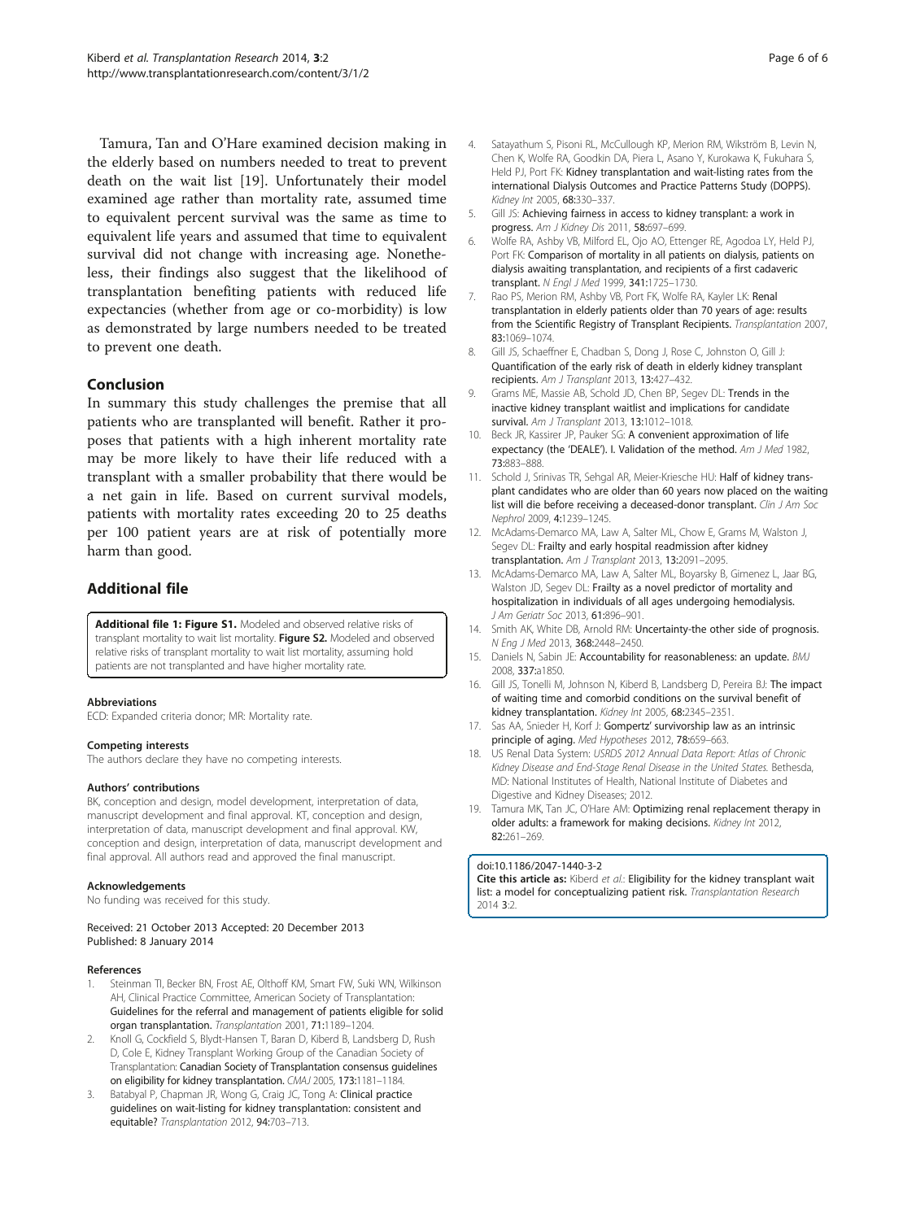Tamura, Tan and O'Hare examined decision making in the elderly based on numbers needed to treat to prevent death on the wait list [19]. Unfortunately their model examined age rather than mortality rate, assumed time to equivalent percent survival was the same as time to equivalent life years and assumed that time to equivalent survival did not change with increasing age. Nonetheless, their findings also suggest that the likelihood of transplantation benefiting patients with reduced life expectancies (whether from age or co-morbidity) is low as demonstrated by large numbers needed to be treated to prevent one death.

## Conclusion

In summary this study challenges the premise that all patients who are transplanted will benefit. Rather it proposes that patients with a high inherent mortality rate may be more likely to have their life reduced with a transplant with a smaller probability that there would be a net gain in life. Based on current survival models, patients with mortality rates exceeding 20 to 25 deaths per 100 patient years are at risk of potentially more harm than good.

## Additional file

**Additional file 1: Figure S1.** Modeled and observed relative risks of transplant mortality to wait list mortality. **Figure S2.** Modeled and observed relative risks of transplant mortality to wait list mortality, assuming hold patients are not transplanted and have higher mortality rate.

#### Abbreviations

ECD: Expanded criteria donor; MR: Mortality rate.

#### Competing interests

The authors declare they have no competing interests.

#### Authors' contributions

BK, conception and design, model development, interpretation of data, manuscript development and final approval. KT, conception and design, interpretation of data, manuscript development and final approval. KW, conception and design, interpretation of data, manuscript development and final approval. All authors read and approved the final manuscript.

#### Acknowledgements

No funding was received for this study.

Received: 21 October 2013 Accepted: 20 December 2013
Published: 8 January 2014

#### References

1. Steinman TI, Becker BN, Frost AE, Olthoff KM, Smart FW, Suki WN, Wilkinson AH, Clinical Practice Committee, American Society of Transplantation: **Guidelines for the referral and management of patients eligible for solid organ transplantation.** *Transplantation* 2001, **71:**1189–1204.
2. Knoll G, Cockfield S, Blydt-Hansen T, Baran D, Kiberd B, Landsberg D, Rush D, Cole E, Kidney Transplant Working Group of the Canadian Society of Transplantation: **Canadian Society of Transplantation consensus guidelines on eligibility for kidney transplantation.** *CMAJ* 2005, **173:**1181–1184.
3. Batabyal P, Chapman JR, Wong G, Craig JC, Tong A: **Clinical practice guidelines on wait-listing for kidney transplantation: consistent and equitable?** *Transplantation* 2012, **94:**703–713.
4. Satayathum S, Pisoni RL, McCullough KP, Merion RM, Wikström B, Levin N, Chen K, Wolfe RA, Goodkin DA, Piera L, Asano Y, Kurokawa K, Fukuhara S, Held PJ, Port FK: **Kidney transplantation and wait-listing rates from the international Dialysis Outcomes and Practice Patterns Study (DOPPS).** *Kidney Int* 2005, **68:**330–337.
5. Gill JS: **Achieving fairness in access to kidney transplant: a work in progress.** *Am J Kidney Dis* 2011, **58:**697–699.
6. Wolfe RA, Ashby VB, Milford EL, Ojo AO, Ettenger RE, Agodoa LY, Held PJ, Port FK: **Comparison of mortality in all patients on dialysis, patients on dialysis awaiting transplantation, and recipients of a first cadaveric transplant.** *N Engl J Med* 1999, **341:**1725–1730.
7. Rao PS, Merion RM, Ashby VB, Port FK, Wolfe RA, Kayler LK: **Renal transplantation in elderly patients older than 70 years of age: results from the Scientific Registry of Transplant Recipients.** *Transplantation* 2007, **83:**1069–1074.
8. Gill JS, Schaeffner E, Chadban S, Dong J, Rose C, Johnston O, Gill J: **Quantification of the early risk of death in elderly kidney transplant recipients.** *Am J Transplant* 2013, **13:**427–432.
9. Grams ME, Massie AB, Schold JD, Chen BP, Segev DL: **Trends in the inactive kidney transplant waitlist and implications for candidate survival.** *Am J Transplant* 2013, **13:**1012–1018.
10. Beck JR, Kassirer JP, Pauker SG: **A convenient approximation of life expectancy (the 'DEALE'). I. Validation of the method.** *Am J Med* 1982, **73:**883–888.
11. Schold J, Srinivas TR, Sehgal AR, Meier-Kriesche HU: **Half of kidney transplant candidates who are older than 60 years now placed on the waiting list will die before receiving a deceased-donor transplant.** *Clin J Am Soc Nephrol* 2009, **4:**1239–1245.
12. McAdams-Demarco MA, Law A, Salter ML, Chow E, Grams M, Walston J, Segev DL: **Frailty and early hospital readmission after kidney transplantation.** *Am J Transplant* 2013, **13:**2091–2095.
13. McAdams-Demarco MA, Law A, Salter ML, Boyarsky B, Gimenez L, Jaar BG, Walston JD, Segev DL: **Frailty as a novel predictor of mortality and hospitalization in individuals of all ages undergoing hemodialysis.** *J Am Geriatr Soc* 2013, **61:**896–901.
14. Smith AK, White DB, Arnold RM: **Uncertainty-the other side of prognosis.** *N Eng J Med* 2013, **368:**2448–2450.
15. Daniels N, Sabin JE: **Accountability for reasonableness: an update.** *BMJ* 2008, **337:**a1850.
16. Gill JS, Tonelli M, Johnson N, Kiberd B, Landsberg D, Pereira BJ: **The impact of waiting time and comorbid conditions on the survival benefit of kidney transplantation.** *Kidney Int* 2005, **68:**2345–2351.
17. Sas AA, Snieder H, Korf J: **Gompertz' survivorship law as an intrinsic principle of aging.** *Med Hypotheses* 2012, **78:**659–663.
18. US Renal Data System: *USRDS 2012 Annual Data Report: Atlas of Chronic Kidney Disease and End-Stage Renal Disease in the United States.* Bethesda, MD: National Institutes of Health, National Institute of Diabetes and Digestive and Kidney Diseases; 2012.
19. Tamura MK, Tan JC, O'Hare AM: **Optimizing renal replacement therapy in older adults: a framework for making decisions.** *Kidney Int* 2012, **82:**261–269.

doi:10.1186/2047-1440-3-2

**Cite this article as:** Kiberd *et al.*: Eligibility for the kidney transplant wait list: a model for conceptualizing patient risk. *Transplantation Research* 2014 **3**:2.